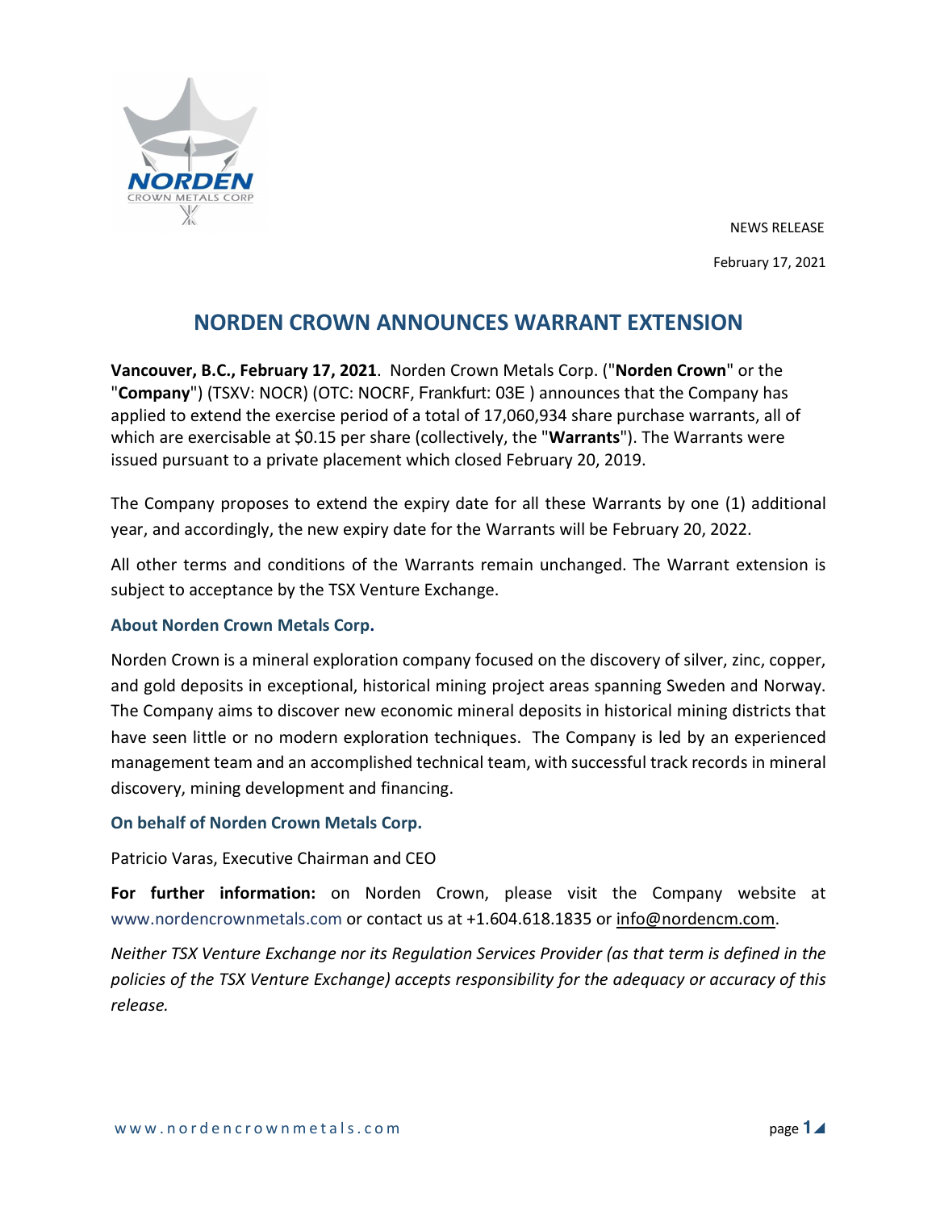NEWS RELEASE

February 17, 2021

# NORDEN CROWN ANNOUNCES WARRANT EXTENSION

**Vancouver, B.C., February 17, 2021**. Norden Crown Metals Corp. ("**Norden Crown**" or the "**Company**") (TSXV: NOCR) (OTC: NOCRF, Frankfurt: 03E ) announces that the Company has applied to extend the exercise period of a total of 17,060,934 share purchase warrants, all of which are exercisable at $0.15 per share (collectively, the "**Warrants**"). The Warrants were issued pursuant to a private placement which closed February 20, 2019.

The Company proposes to extend the expiry date for all these Warrants by one (1) additional year, and accordingly, the new expiry date for the Warrants will be February 20, 2022.

All other terms and conditions of the Warrants remain unchanged. The Warrant extension is subject to acceptance by the TSX Venture Exchange.

### About Norden Crown Metals Corp.

Norden Crown is a mineral exploration company focused on the discovery of silver, zinc, copper, and gold deposits in exceptional, historical mining project areas spanning Sweden and Norway. The Company aims to discover new economic mineral deposits in historical mining districts that have seen little or no modern exploration techniques. The Company is led by an experienced management team and an accomplished technical team, with successful track records in mineral discovery, mining development and financing.

### On behalf of Norden Crown Metals Corp.

Patricio Varas, Executive Chairman and CEO

**For further information:** on Norden Crown, please visit the Company website at www.nordencrownmetals.com or contact us at +1.604.618.1835 or info@nordencm.com.

*Neither TSX Venture Exchange nor its Regulation Services Provider (as that term is defined in the policies of the TSX Venture Exchange) accepts responsibility for the adequacy or accuracy of this release.*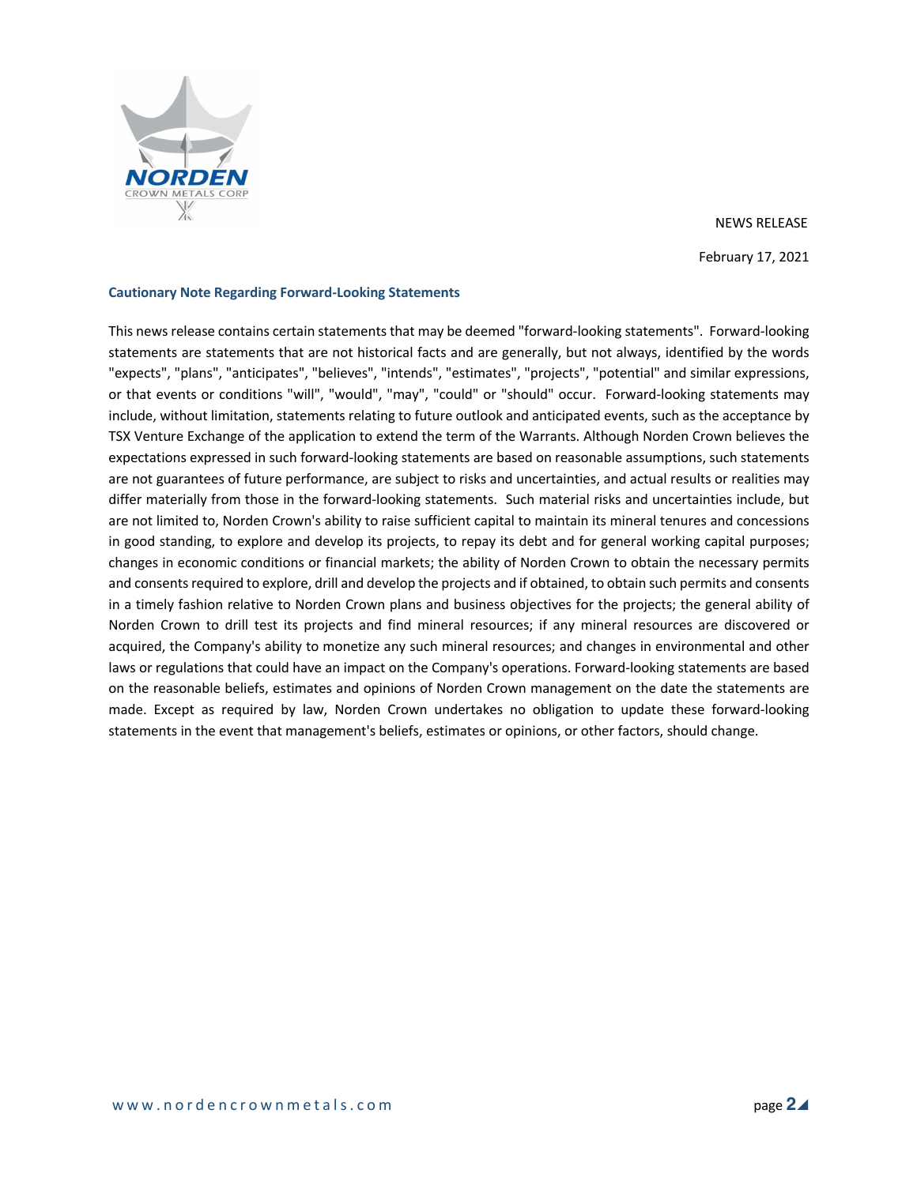NEWS RELEASE

February 17, 2021

### Cautionary Note Regarding Forward-Looking Statements

This news release contains certain statements that may be deemed "forward-looking statements". Forward-looking statements are statements that are not historical facts and are generally, but not always, identified by the words "expects", "plans", "anticipates", "believes", "intends", "estimates", "projects", "potential" and similar expressions, or that events or conditions "will", "would", "may", "could" or "should" occur. Forward-looking statements may include, without limitation, statements relating to future outlook and anticipated events, such as the acceptance by TSX Venture Exchange of the application to extend the term of the Warrants. Although Norden Crown believes the expectations expressed in such forward-looking statements are based on reasonable assumptions, such statements are not guarantees of future performance, are subject to risks and uncertainties, and actual results or realities may differ materially from those in the forward-looking statements. Such material risks and uncertainties include, but are not limited to, Norden Crown's ability to raise sufficient capital to maintain its mineral tenures and concessions in good standing, to explore and develop its projects, to repay its debt and for general working capital purposes; changes in economic conditions or financial markets; the ability of Norden Crown to obtain the necessary permits and consents required to explore, drill and develop the projects and if obtained, to obtain such permits and consents in a timely fashion relative to Norden Crown plans and business objectives for the projects; the general ability of Norden Crown to drill test its projects and find mineral resources; if any mineral resources are discovered or acquired, the Company's ability to monetize any such mineral resources; and changes in environmental and other laws or regulations that could have an impact on the Company's operations. Forward-looking statements are based on the reasonable beliefs, estimates and opinions of Norden Crown management on the date the statements are made. Except as required by law, Norden Crown undertakes no obligation to update these forward-looking statements in the event that management's beliefs, estimates or opinions, or other factors, should change.